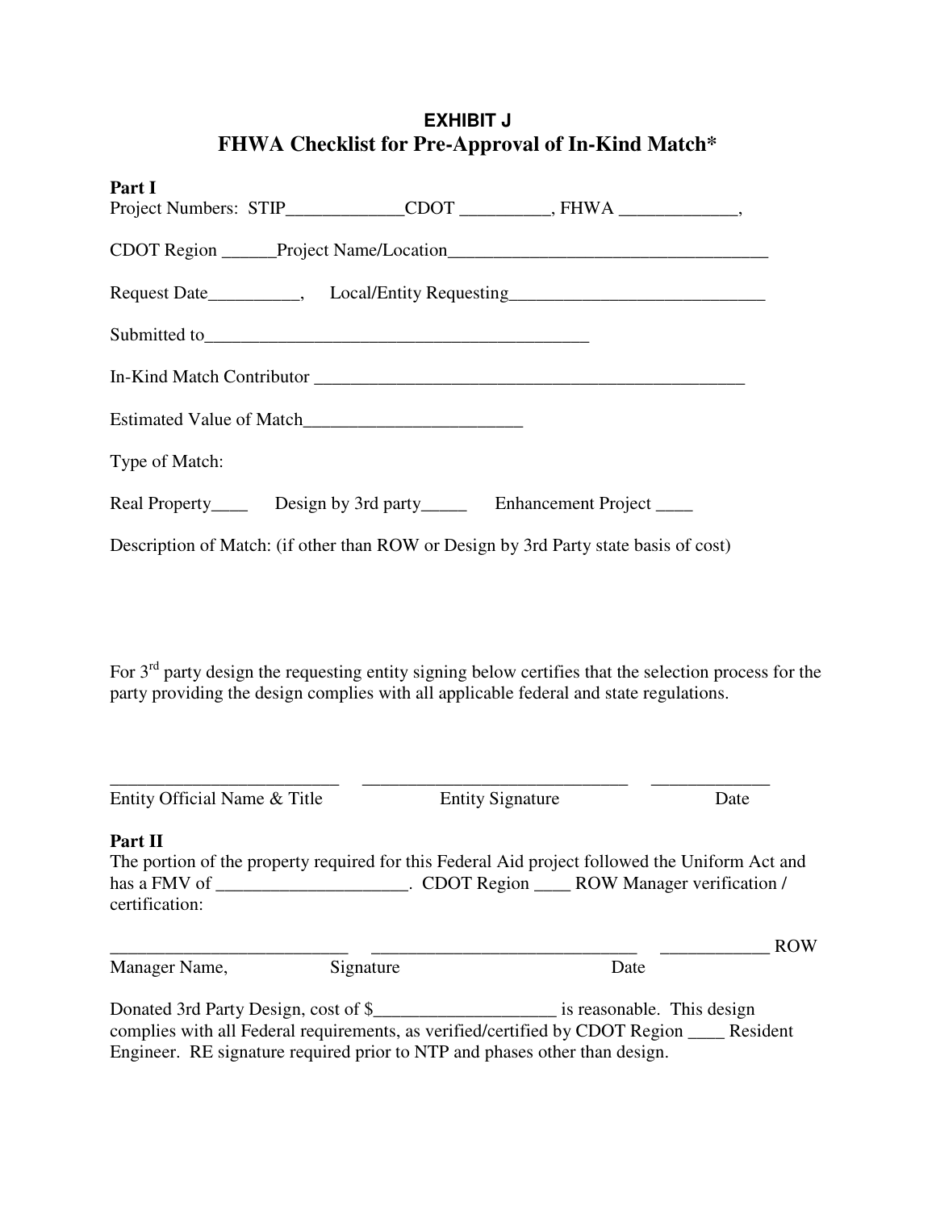**EXHIBIT J**

# FHWA Checklist for Pre-Approval of In-Kind Match*

**Part I**

Project Numbers: STIP_____________CDOT __________, FHWA _____________,

CDOT Region ______Project Name/Location___________________________________

Request Date__________, Local/Entity Requesting___________________________

Submitted to___________________________________________

In-Kind Match Contributor _______________________________________________

Estimated Value of Match________________________

Type of Match:

Real Property____ Design by 3rd party_____ Enhancement Project ____

Description of Match: (if other than ROW or Design by 3rd Party state basis of cost)

For 3rd party design the requesting entity signing below certifies that the selection process for the party providing the design complies with all applicable federal and state regulations.

_________________________ _____________________________ _____________

Entity Official Name & Title Entity Signature Date

**Part II**

The portion of the property required for this Federal Aid project followed the Uniform Act and has a FMV of _____________________. CDOT Region ____ ROW Manager verification / certification:

__________________________ _____________________________ ____________ ROW

Manager Name, Signature Date

Donated 3rd Party Design, cost of $____________________ is reasonable. This design complies with all Federal requirements, as verified/certified by CDOT Region ____ Resident Engineer. RE signature required prior to NTP and phases other than design.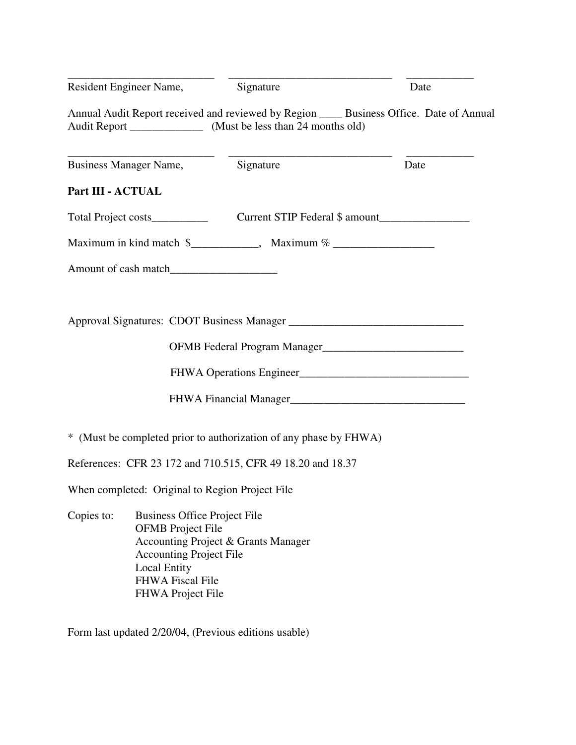\_\_\_\_\_\_\_\_\_\_\_\_\_\_\_\_\_\_\_\_\_\_\_\_\_\_ \_\_\_\_\_\_\_\_\_\_\_\_\_\_\_\_\_\_\_\_\_\_\_\_\_\_\_\_\_\_ \_\_\_\_\_\_\_\_\_\_\_\_
Resident Engineer Name, Signature Date

Annual Audit Report received and reviewed by Region \_\_\_\_ Business Office. Date of Annual Audit Report \_\_\_\_\_\_\_\_\_\_\_\_\_ (Must be less than 24 months old)

\_\_\_\_\_\_\_\_\_\_\_\_\_\_\_\_\_\_\_\_\_\_\_\_\_\_ \_\_\_\_\_\_\_\_\_\_\_\_\_\_\_\_\_\_\_\_\_\_\_\_\_\_\_\_\_\_ \_\_\_\_\_\_\_\_\_\_\_\_
Business Manager Name, Signature Date

**Part III - ACTUAL**

Total Project costs\_\_\_\_\_\_\_\_\_\_ Current STIP Federal $ amount\_\_\_\_\_\_\_\_\_\_\_\_\_\_\_\_

Maximum in kind match $\_\_\_\_\_\_\_\_\_\_\_\_, Maximum % \_\_\_\_\_\_\_\_\_\_\_\_\_\_\_\_\_\_

Amount of cash match\_\_\_\_\_\_\_\_\_\_\_\_\_\_\_\_\_\_\_

Approval Signatures: CDOT Business Manager \_\_\_\_\_\_\_\_\_\_\_\_\_\_\_\_\_\_\_\_\_\_\_\_\_\_\_\_\_\_\_

OFMB Federal Program Manager\_\_\_\_\_\_\_\_\_\_\_\_\_\_\_\_\_\_\_\_\_\_\_\_\_\_

FHWA Operations Engineer\_\_\_\_\_\_\_\_\_\_\_\_\_\_\_\_\_\_\_\_\_\_\_\_\_\_\_\_\_\_\_

FHWA Financial Manager\_\_\_\_\_\_\_\_\_\_\_\_\_\_\_\_\_\_\_\_\_\_\_\_\_\_\_\_\_\_\_\_

* (Must be completed prior to authorization of any phase by FHWA)

References: CFR 23 172 and 710.515, CFR 49 18.20 and 18.37

When completed: Original to Region Project File

Copies to:
- Business Office Project File
- OFMB Project File
- Accounting Project & Grants Manager
- Accounting Project File
- Local Entity
- FHWA Fiscal File
- FHWA Project File

Form last updated 2/20/04, (Previous editions usable)